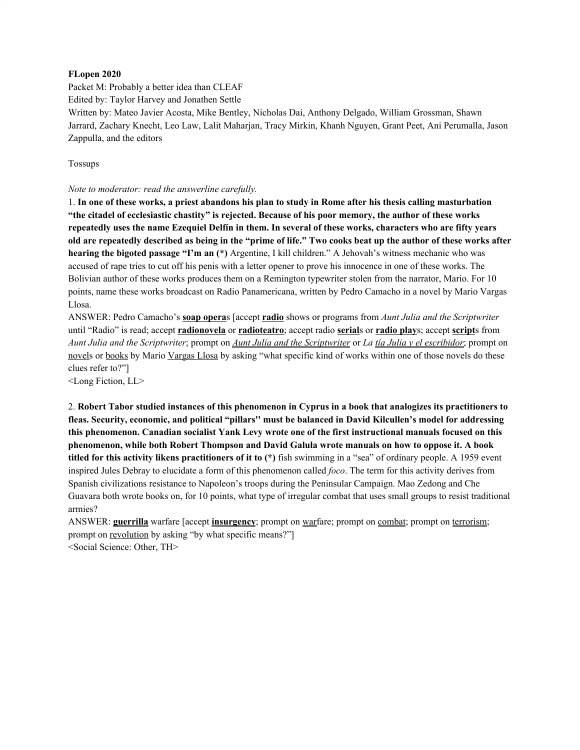**FLopen 2020**

Packet M: Probably a better idea than CLEAF

Edited by: Taylor Harvey and Jonathen Settle

Written by: Mateo Javier Acosta, Mike Bentley, Nicholas Dai, Anthony Delgado, William Grossman, Shawn Jarrard, Zachary Knecht, Leo Law, Lalit Maharjan, Tracy Mirkin, Khanh Nguyen, Grant Peet, Ani Perumalla, Jason Zappulla, and the editors

Tossups

*Note to moderator: read the answerline carefully.*

1. **In one of these works, a priest abandons his plan to study in Rome after his thesis calling masturbation "the citadel of ecclesiastic chastity" is rejected. Because of his poor memory, the author of these works repeatedly uses the name Ezequiel Delfín in them. In several of these works, characters who are fifty years old are repeatedly described as being in the "prime of life." Two cooks beat up the author of these works after hearing the bigoted passage "I'm an (*)** Argentine, I kill children." A Jehovah's witness mechanic who was accused of rape tries to cut off his penis with a letter opener to prove his innocence in one of these works. The Bolivian author of these works produces them on a Remington typewriter stolen from the narrator, Mario. For 10 points, name these works broadcast on Radio Panamericana, written by Pedro Camacho in a novel by Mario Vargas Llosa.

ANSWER: Pedro Camacho's **soap opera**s [accept **radio** shows or programs from *Aunt Julia and the Scriptwriter* until "Radio" is read; accept **radionovela** or **radioteatro**; accept radio **serial**s or **radio play**s; accept **script**s from *Aunt Julia and the Scriptwriter*; prompt on *Aunt Julia and the Scriptwriter* or *La tía Julia y el escribidor*; prompt on novels or books by Mario Vargas Llosa by asking "what specific kind of works within one of those novels do these clues refer to?"]

<Long Fiction, LL>

2. **Robert Tabor studied instances of this phenomenon in Cyprus in a book that analogizes its practitioners to fleas. Security, economic, and political "pillars" must be balanced in David Kilcullen's model for addressing this phenomenon. Canadian socialist Yank Levy wrote one of the first instructional manuals focused on this phenomenon, while both Robert Thompson and David Galula wrote manuals on how to oppose it. A book titled for this activity likens practitioners of it to (*)** fish swimming in a "sea" of ordinary people. A 1959 event inspired Jules Debray to elucidate a form of this phenomenon called *foco*. The term for this activity derives from Spanish civilizations resistance to Napoleon's troops during the Peninsular Campaign. Mao Zedong and Che Guavara both wrote books on, for 10 points, what type of irregular combat that uses small groups to resist traditional armies?

ANSWER: **guerrilla** warfare [accept **insurgency**; prompt on warfare; prompt on combat; prompt on terrorism; prompt on revolution by asking "by what specific means?"]

<Social Science: Other, TH>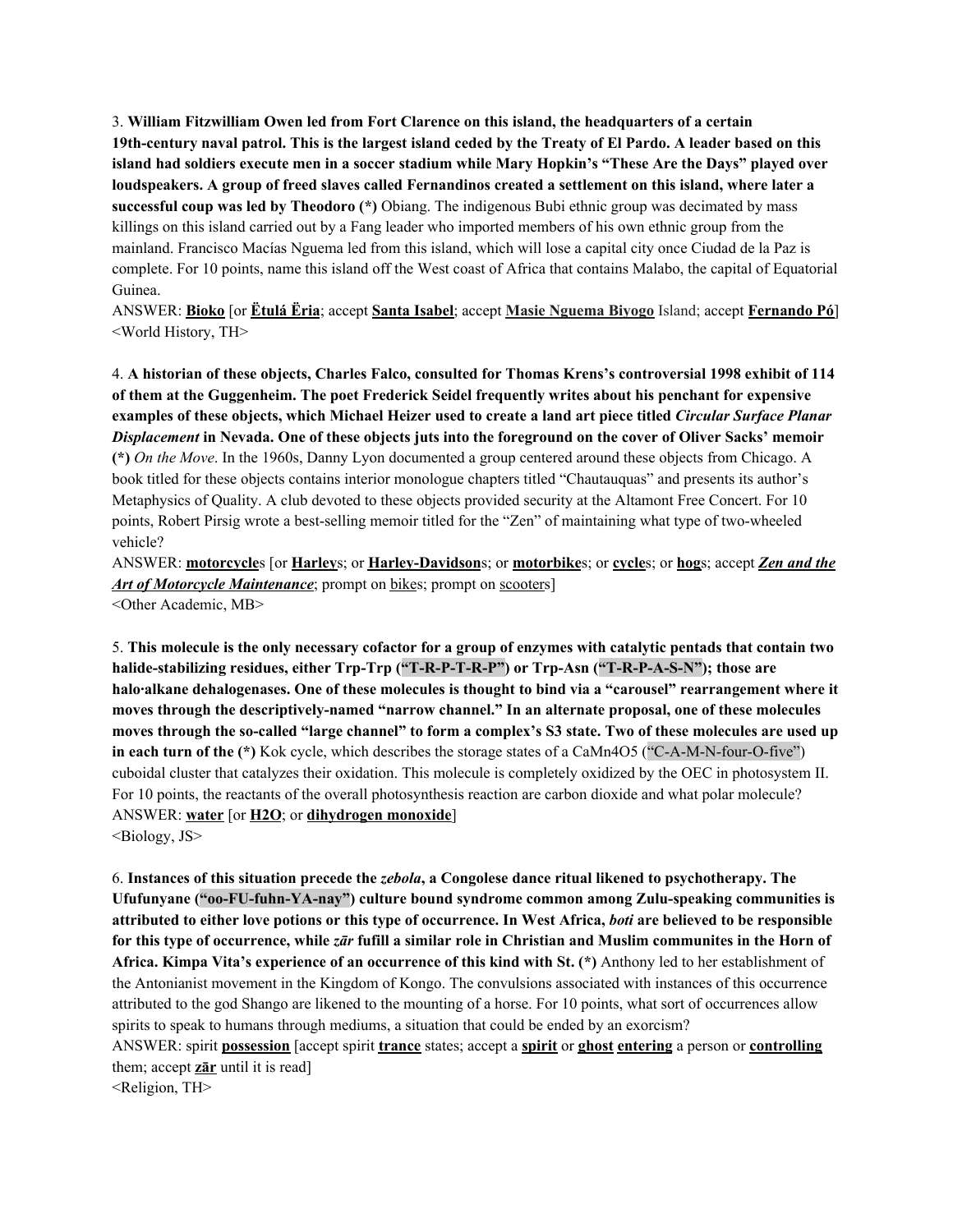3. **William Fitzwilliam Owen led from Fort Clarence on this island, the headquarters of a certain 19th-century naval patrol. This is the largest island ceded by the Treaty of El Pardo. A leader based on this island had soldiers execute men in a soccer stadium while Mary Hopkin's "These Are the Days" played over loudspeakers. A group of freed slaves called Fernandinos created a settlement on this island, where later a successful coup was led by Theodoro (*)** Obiang. The indigenous Bubi ethnic group was decimated by mass killings on this island carried out by a Fang leader who imported members of his own ethnic group from the mainland. Francisco Macías Nguema led from this island, which will lose a capital city once Ciudad de la Paz is complete. For 10 points, name this island off the West coast of Africa that contains Malabo, the capital of Equatorial Guinea.

ANSWER: **Bioko** [or **Ëtulá Ëria**; accept **Santa Isabel**; accept **Masie Nguema Biyogo** Island; accept **Fernando Pó**]

<World History, TH>

4. **A historian of these objects, Charles Falco, consulted for Thomas Krens's controversial 1998 exhibit of 114 of them at the Guggenheim. The poet Frederick Seidel frequently writes about his penchant for expensive examples of these objects, which Michael Heizer used to create a land art piece titled *Circular Surface Planar Displacement* in Nevada. One of these objects juts into the foreground on the cover of Oliver Sacks' memoir (*)** *On the Move*. In the 1960s, Danny Lyon documented a group centered around these objects from Chicago. A book titled for these objects contains interior monologue chapters titled "Chautauquas" and presents its author's Metaphysics of Quality. A club devoted to these objects provided security at the Altamont Free Concert. For 10 points, Robert Pirsig wrote a best-selling memoir titled for the "Zen" of maintaining what type of two-wheeled vehicle?

ANSWER: **motorcycle**s [or **Harley**s; or **Harley-Davidson**s; or **motorbike**s; or **cycle**s; or **hog**s; accept ***Zen and the Art of Motorcycle Maintenance***; prompt on bikes; prompt on scooters]

<Other Academic, MB>

5. **This molecule is the only necessary cofactor for a group of enzymes with catalytic pentads that contain two halide-stabilizing residues, either Trp-Trp ("T-R-P-T-R-P") or Trp-Asn ("T-R-P-A-S-N"); those are halo·alkane dehalogenases. One of these molecules is thought to bind via a "carousel" rearrangement where it moves through the descriptively-named "narrow channel." In an alternate proposal, one of these molecules moves through the so-called "large channel" to form a complex's S3 state. Two of these molecules are used up in each turn of the (*)** Kok cycle, which describes the storage states of a $CaMn_4O_5$ ("C-A-M-N-four-O-five") cuboidal cluster that catalyzes their oxidation. This molecule is completely oxidized by the OEC in photosystem II. For 10 points, the reactants of the overall photosynthesis reaction are carbon dioxide and what polar molecule?

ANSWER: **water** [or **$H_2O$**; or **dihydrogen monoxide**]

<Biology, JS>

6. **Instances of this situation precede the *zebola*, a Congolese dance ritual likened to psychotherapy. The Ufufunyane ("oo-FU-fuhn-YA-nay") culture bound syndrome common among Zulu-speaking communities is attributed to either love potions or this type of occurrence. In West Africa, *boti* are believed to be responsible for this type of occurrence, while *zār* fulfill a similar role in Christian and Muslim communites in the Horn of Africa. Kimpa Vita's experience of an occurrence of this kind with St. (*)** Anthony led to her establishment of the Antonianist movement in the Kingdom of Kongo. The convulsions associated with instances of this occurrence attributed to the god Shango are likened to the mounting of a horse. For 10 points, what sort of occurrences allow spirits to speak to humans through mediums, a situation that could be ended by an exorcism?

ANSWER: spirit **possession** [accept spirit **trance** states; accept a **spirit** or **ghost** **entering** a person or **controlling** them; accept **zār** until it is read]

<Religion, TH>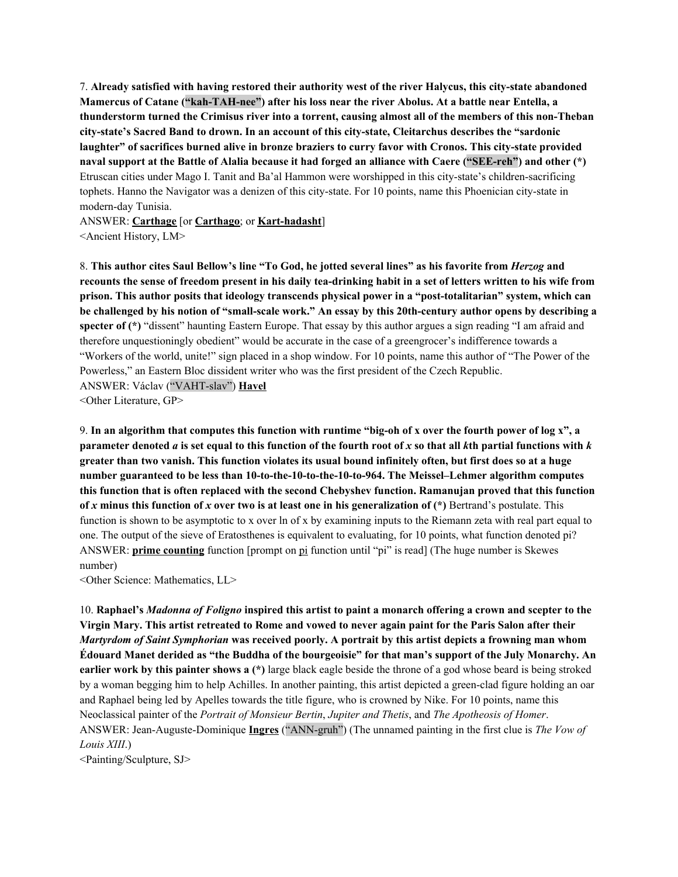7. **Already satisfied with having restored their authority west of the river Halycus, this city-state abandoned Mamercus of Catane ("kah-TAH-nee") after his loss near the river Abolus. At a battle near Entella, a thunderstorm turned the Crimisus river into a torrent, causing almost all of the members of this non-Theban city-state's Sacred Band to drown. In an account of this city-state, Cleitarchus describes the "sardonic laughter" of sacrifices burned alive in bronze braziers to curry favor with Cronos. This city-state provided naval support at the Battle of Alalia because it had forged an alliance with Caere ("SEE-reh") and other (*)** Etruscan cities under Mago I. Tanit and Ba'al Hammon were worshipped in this city-state's children-sacrificing tophets. Hanno the Navigator was a denizen of this city-state. For 10 points, name this Phoenician city-state in modern-day Tunisia.

ANSWER: **Carthage** [or **Carthago**; or **Kart-hadasht**]

<Ancient History, LM>

8. **This author cites Saul Bellow's line "To God, he jotted several lines" as his favorite from *Herzog* and recounts the sense of freedom present in his daily tea-drinking habit in a set of letters written to his wife from prison. This author posits that ideology transcends physical power in a "post-totalitarian" system, which can be challenged by his notion of "small-scale work." An essay by this 20th-century author opens by describing a specter of (*)** "dissent" haunting Eastern Europe. That essay by this author argues a sign reading "I am afraid and therefore unquestioningly obedient" would be accurate in the case of a greengrocer's indifference towards a "Workers of the world, unite!" sign placed in a shop window. For 10 points, name this author of "The Power of the Powerless," an Eastern Bloc dissident writer who was the first president of the Czech Republic.

ANSWER: Václav ("VAHT-slav") **Havel**

<Other Literature, GP>

9. **In an algorithm that computes this function with runtime "big-oh of x over the fourth power of log x", a parameter denoted *a* is set equal to this function of the fourth root of *x* so that all *k*th partial functions with *k* greater than two vanish. This function violates its usual bound infinitely often, but first does so at a huge number guaranteed to be less than 10-to-the-10-to-the-10-to-964. The Meissel–Lehmer algorithm computes this function that is often replaced with the second Chebyshev function. Ramanujan proved that this function of *x* minus this function of *x* over two is at least one in his generalization of (*)** Bertrand's postulate. This function is shown to be asymptotic to x over ln of x by examining inputs to the Riemann zeta with real part equal to one. The output of the sieve of Eratosthenes is equivalent to evaluating, for 10 points, what function denoted pi?

ANSWER: **prime counting** function [prompt on pi function until "pi" is read] (The huge number is Skewes number)

<Other Science: Mathematics, LL>

10. **Raphael's *Madonna of Foligno* inspired this artist to paint a monarch offering a crown and scepter to the Virgin Mary. This artist retreated to Rome and vowed to never again paint for the Paris Salon after their *Martyrdom of Saint Symphorian* was received poorly. A portrait by this artist depicts a frowning man whom Édouard Manet derided as "the Buddha of the bourgeoisie" for that man's support of the July Monarchy. An earlier work by this painter shows a (*)** large black eagle beside the throne of a god whose beard is being stroked by a woman begging him to help Achilles. In another painting, this artist depicted a green-clad figure holding an oar and Raphael being led by Apelles towards the title figure, who is crowned by Nike. For 10 points, name this Neoclassical painter of the *Portrait of Monsieur Bertin*, *Jupiter and Thetis*, and *The Apotheosis of Homer*.

ANSWER: Jean-Auguste-Dominique **Ingres** ("ANN-gruh") (The unnamed painting in the first clue is *The Vow of Louis XIII*.)

<Painting/Sculpture, SJ>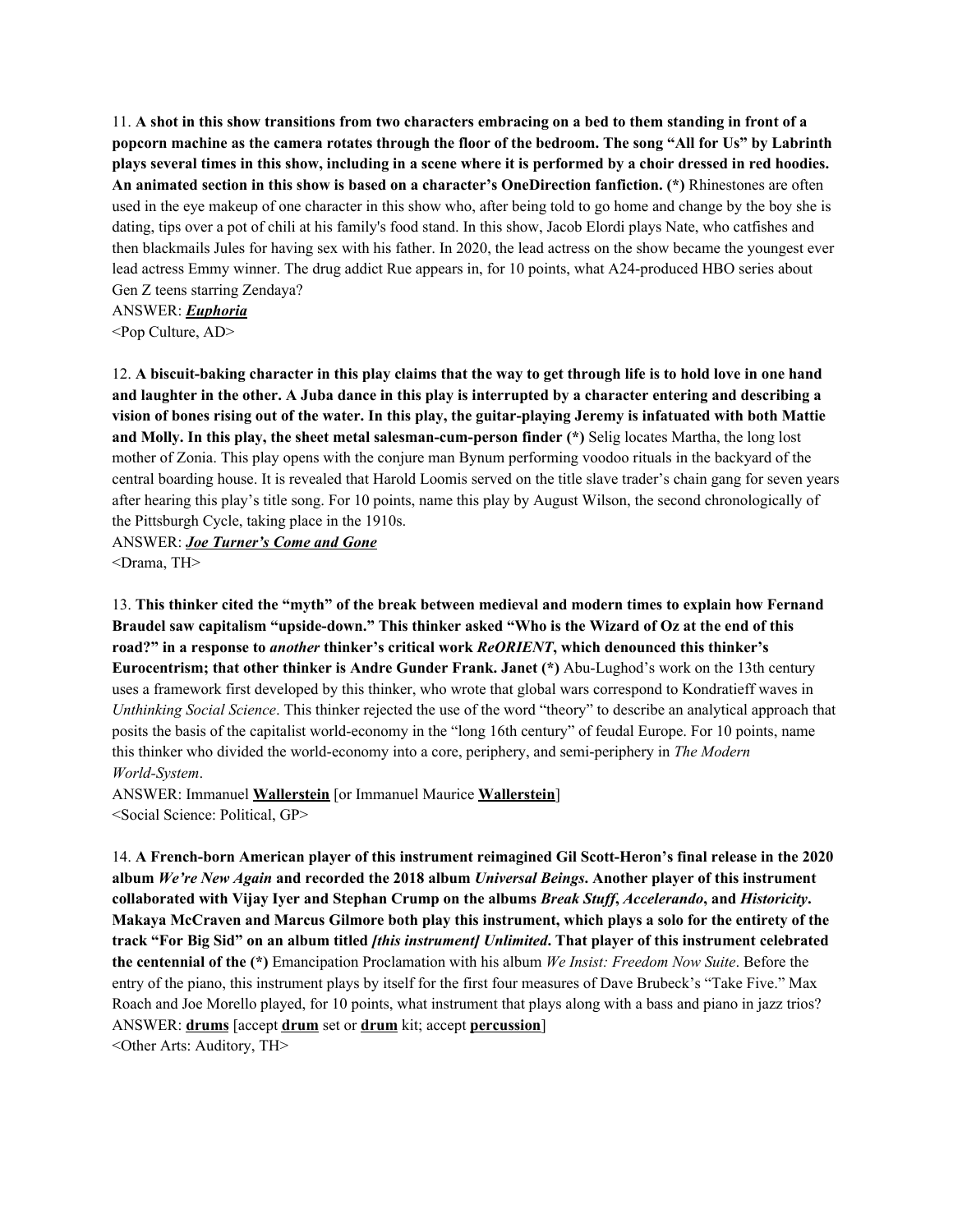11. **A shot in this show transitions from two characters embracing on a bed to them standing in front of a popcorn machine as the camera rotates through the floor of the bedroom. The song "All for Us" by Labrinth plays several times in this show, including in a scene where it is performed by a choir dressed in red hoodies. An animated section in this show is based on a character's OneDirection fanfiction. (*)** Rhinestones are often used in the eye makeup of one character in this show who, after being told to go home and change by the boy she is dating, tips over a pot of chili at his family's food stand. In this show, Jacob Elordi plays Nate, who catfishes and then blackmails Jules for having sex with his father. In 2020, the lead actress on the show became the youngest ever lead actress Emmy winner. The drug addict Rue appears in, for 10 points, what A24-produced HBO series about Gen Z teens starring Zendaya?

ANSWER: ***Euphoria***

<Pop Culture, AD>

12. **A biscuit-baking character in this play claims that the way to get through life is to hold love in one hand and laughter in the other. A Juba dance in this play is interrupted by a character entering and describing a vision of bones rising out of the water. In this play, the guitar-playing Jeremy is infatuated with both Mattie and Molly. In this play, the sheet metal salesman-cum-person finder (*)** Selig locates Martha, the long lost mother of Zonia. This play opens with the conjure man Bynum performing voodoo rituals in the backyard of the central boarding house. It is revealed that Harold Loomis served on the title slave trader's chain gang for seven years after hearing this play's title song. For 10 points, name this play by August Wilson, the second chronologically of the Pittsburgh Cycle, taking place in the 1910s.

ANSWER: ***Joe Turner's Come and Gone***

<Drama, TH>

13. **This thinker cited the "myth" of the break between medieval and modern times to explain how Fernand Braudel saw capitalism "upside-down." This thinker asked "Who is the Wizard of Oz at the end of this road?" in a response to *another* thinker's critical work *ReORIENT*, which denounced this thinker's Eurocentrism; that other thinker is Andre Gunder Frank. Janet (*)** Abu-Lughod's work on the 13th century uses a framework first developed by this thinker, who wrote that global wars correspond to Kondratieff waves in *Unthinking Social Science*. This thinker rejected the use of the word "theory" to describe an analytical approach that posits the basis of the capitalist world-economy in the "long 16th century" of feudal Europe. For 10 points, name this thinker who divided the world-economy into a core, periphery, and semi-periphery in *The Modern World-System*.

ANSWER: Immanuel **Wallerstein** [or Immanuel Maurice **Wallerstein**]

<Social Science: Political, GP>

14. **A French-born American player of this instrument reimagined Gil Scott-Heron's final release in the 2020 album *We're New Again* and recorded the 2018 album *Universal Beings*. Another player of this instrument collaborated with Vijay Iyer and Stephan Crump on the albums *Break Stuff*, *Accelerando*, and *Historicity*. Makaya McCraven and Marcus Gilmore both play this instrument, which plays a solo for the entirety of the track "For Big Sid" on an album titled *[this instrument] Unlimited*. That player of this instrument celebrated the centennial of the (*)** Emancipation Proclamation with his album *We Insist: Freedom Now Suite*. Before the entry of the piano, this instrument plays by itself for the first four measures of Dave Brubeck's "Take Five." Max Roach and Joe Morello played, for 10 points, what instrument that plays along with a bass and piano in jazz trios?

ANSWER: **drums** [accept **drum** set or **drum** kit; accept **percussion**]

<Other Arts: Auditory, TH>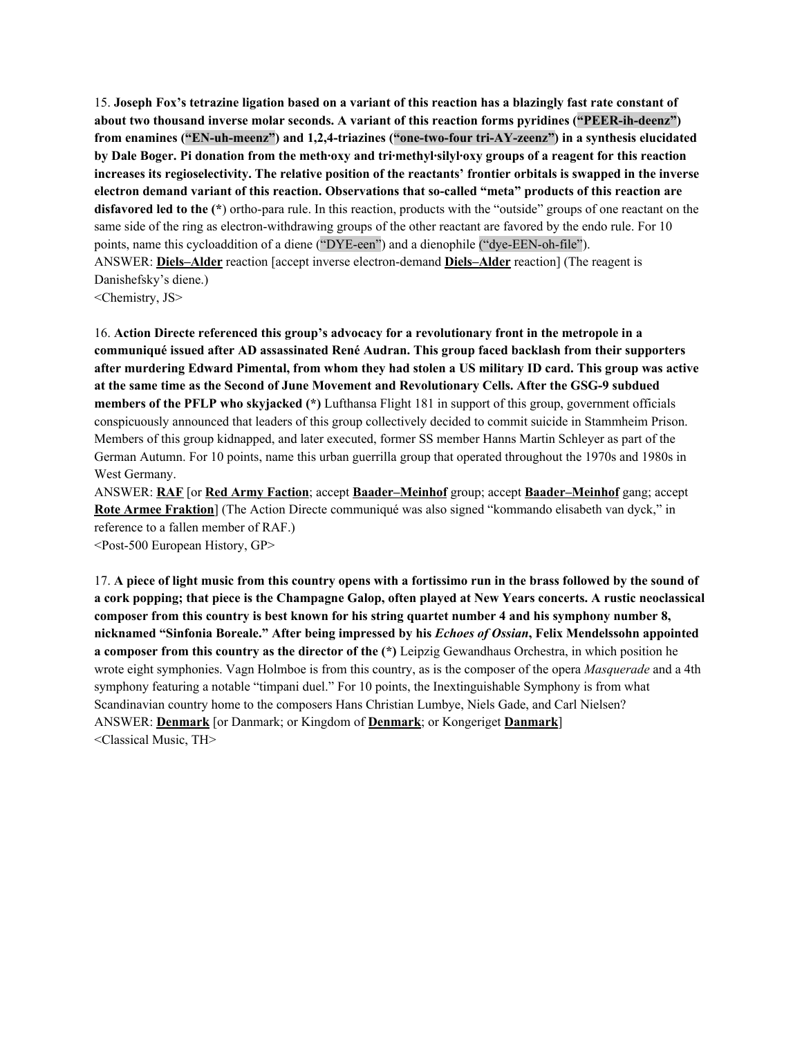15. **Joseph Fox's tetrazine ligation based on a variant of this reaction has a blazingly fast rate constant of about two thousand inverse molar seconds. A variant of this reaction forms pyridines ("PEER-ih-deenz") from enamines ("EN-uh-meenz") and 1,2,4-triazines ("one-two-four tri-AY-zeenz") in a synthesis elucidated by Dale Boger. Pi donation from the meth·oxy and tri·methyl·silyl·oxy groups of a reagent for this reaction increases its regioselectivity. The relative position of the reactants' frontier orbitals is swapped in the inverse electron demand variant of this reaction. Observations that so-called "meta" products of this reaction are disfavored led to the (*)** ortho-para rule. In this reaction, products with the "outside" groups of one reactant on the same side of the ring as electron-withdrawing groups of the other reactant are favored by the endo rule. For 10 points, name this cycloaddition of a diene ("DYE-een") and a dienophile ("dye-EEN-oh-file").
ANSWER: **<u>Diels–Alder</u>** reaction [accept inverse electron-demand **<u>Diels–Alder</u>** reaction] (The reagent is Danishefsky's diene.)
<Chemistry, JS>

16. **Action Directe referenced this group's advocacy for a revolutionary front in the metropole in a communiqué issued after AD assassinated René Audran. This group faced backlash from their supporters after murdering Edward Pimental, from whom they had stolen a US military ID card. This group was active at the same time as the Second of June Movement and Revolutionary Cells. After the GSG-9 subdued members of the PFLP who skyjacked (*)** Lufthansa Flight 181 in support of this group, government officials conspicuously announced that leaders of this group collectively decided to commit suicide in Stammheim Prison. Members of this group kidnapped, and later executed, former SS member Hanns Martin Schleyer as part of the German Autumn. For 10 points, name this urban guerrilla group that operated throughout the 1970s and 1980s in West Germany.
ANSWER: **<u>RAF</u>** [or **<u>Red Army Faction</u>**; accept **<u>Baader–Meinhof</u>** group; accept **<u>Baader–Meinhof</u>** gang; accept **<u>Rote Armee Fraktion</u>**] (The Action Directe communiqué was also signed "kommando elisabeth van dyck," in reference to a fallen member of RAF.)
<Post-500 European History, GP>

17. **A piece of light music from this country opens with a fortissimo run in the brass followed by the sound of a cork popping; that piece is the Champagne Galop, often played at New Years concerts. A rustic neoclassical composer from this country is best known for his string quartet number 4 and his symphony number 8, nicknamed "Sinfonia Boreale." After being impressed by his *Echoes of Ossian*, Felix Mendelssohn appointed a composer from this country as the director of the (*)** Leipzig Gewandhaus Orchestra, in which position he wrote eight symphonies. Vagn Holmboe is from this country, as is the composer of the opera *Masquerade* and a 4th symphony featuring a notable "timpani duel." For 10 points, the Inextinguishable Symphony is from what Scandinavian country home to the composers Hans Christian Lumbye, Niels Gade, and Carl Nielsen?
ANSWER: **<u>Denmark</u>** [or Danmark; or Kingdom of **<u>Denmark</u>**; or Kongeriget **<u>Danmark</u>**]
<Classical Music, TH>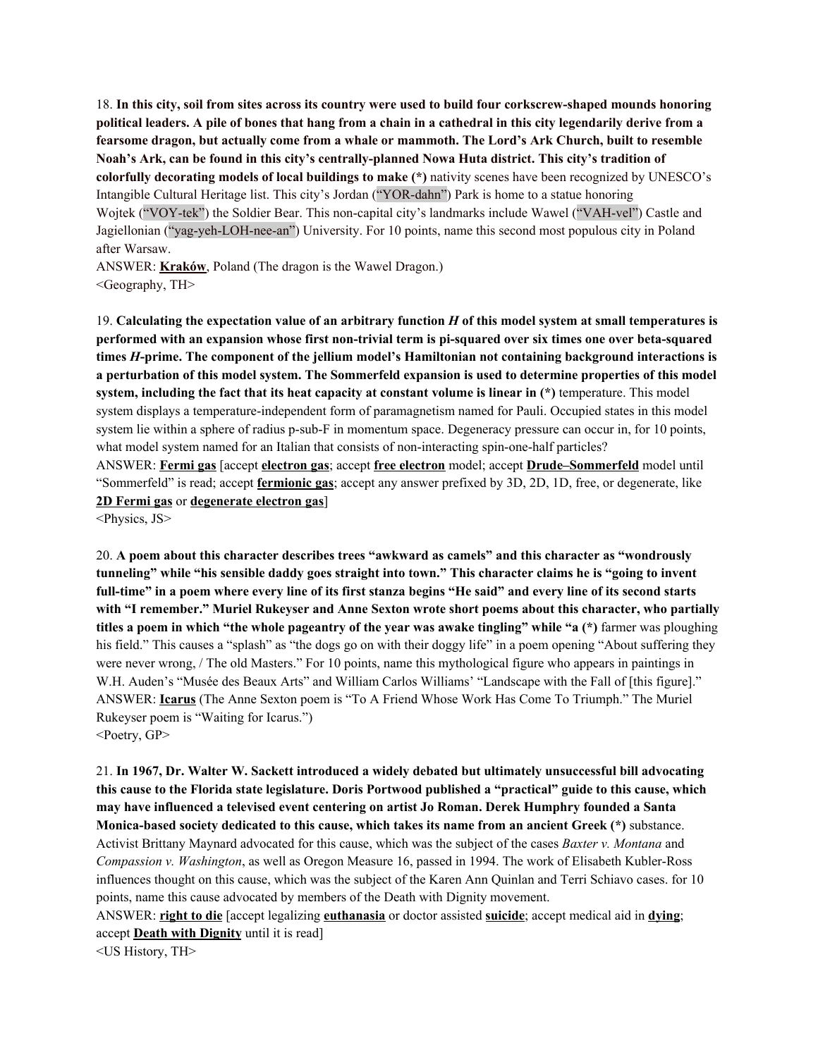18. **In this city, soil from sites across its country were used to build four corkscrew-shaped mounds honoring political leaders. A pile of bones that hang from a chain in a cathedral in this city legendarily derive from a fearsome dragon, but actually come from a whale or mammoth. The Lord's Ark Church, built to resemble Noah's Ark, can be found in this city's centrally-planned Nowa Huta district. This city's tradition of colorfully decorating models of local buildings to make (*)** nativity scenes have been recognized by UNESCO's Intangible Cultural Heritage list. This city's Jordan ("YOR-dahn") Park is home to a statue honoring Wojtek ("VOY-tek") the Soldier Bear. This non-capital city's landmarks include Wawel ("VAH-vel") Castle and Jagiellonian ("yag-yeh-LOH-nee-an") University. For 10 points, name this second most populous city in Poland after Warsaw.
ANSWER: **<u>Kraków</u>**, Poland (The dragon is the Wawel Dragon.)
<Geography, TH>

19. **Calculating the expectation value of an arbitrary function *H* of this model system at small temperatures is performed with an expansion whose first non-trivial term is pi-squared over six times one over beta-squared times *H*-prime. The component of the jellium model's Hamiltonian not containing background interactions is a perturbation of this model system. The Sommerfeld expansion is used to determine properties of this model system, including the fact that its heat capacity at constant volume is linear in (*)** temperature. This model system displays a temperature-independent form of paramagnetism named for Pauli. Occupied states in this model system lie within a sphere of radius p-sub-F in momentum space. Degeneracy pressure can occur in, for 10 points, what model system named for an Italian that consists of non-interacting spin-one-half particles?
ANSWER: **<u>Fermi gas</u>** [accept **<u>electron gas</u>**; accept **<u>free electron</u>** model; accept **<u>Drude–Sommerfeld</u>** model until "Sommerfeld" is read; accept **<u>fermionic gas</u>**; accept any answer prefixed by 3D, 2D, 1D, free, or degenerate, like **<u>2D Fermi gas</u>** or **<u>degenerate electron gas</u>**]
<Physics, JS>

20. **A poem about this character describes trees "awkward as camels" and this character as "wondrously tunneling" while "his sensible daddy goes straight into town." This character claims he is "going to invent full-time" in a poem where every line of its first stanza begins "He said" and every line of its second starts with "I remember." Muriel Rukeyser and Anne Sexton wrote short poems about this character, who partially titles a poem in which "the whole pageantry of the year was awake tingling" while "a (*)** farmer was ploughing his field." This causes a "splash" as "the dogs go on with their doggy life" in a poem opening "About suffering they were never wrong, / The old Masters." For 10 points, name this mythological figure who appears in paintings in W.H. Auden's "Musée des Beaux Arts" and William Carlos Williams' "Landscape with the Fall of [this figure]."
ANSWER: **<u>Icarus</u>** (The Anne Sexton poem is "To A Friend Whose Work Has Come To Triumph." The Muriel Rukeyser poem is "Waiting for Icarus.")
<Poetry, GP>

21. **In 1967, Dr. Walter W. Sackett introduced a widely debated but ultimately unsuccessful bill advocating this cause to the Florida state legislature. Doris Portwood published a "practical" guide to this cause, which may have influenced a televised event centering on artist Jo Roman. Derek Humphry founded a Santa Monica-based society dedicated to this cause, which takes its name from an ancient Greek (*)** substance. Activist Brittany Maynard advocated for this cause, which was the subject of the cases *Baxter v. Montana* and *Compassion v. Washington*, as well as Oregon Measure 16, passed in 1994. The work of Elisabeth Kubler-Ross influences thought on this cause, which was the subject of the Karen Ann Quinlan and Terri Schiavo cases. for 10 points, name this cause advocated by members of the Death with Dignity movement.
ANSWER: **<u>right to die</u>** [accept legalizing **<u>euthanasia</u>** or doctor assisted **<u>suicide</u>**; accept medical aid in **<u>dying</u>**; accept **<u>Death with Dignity</u>** until it is read]
<US History, TH>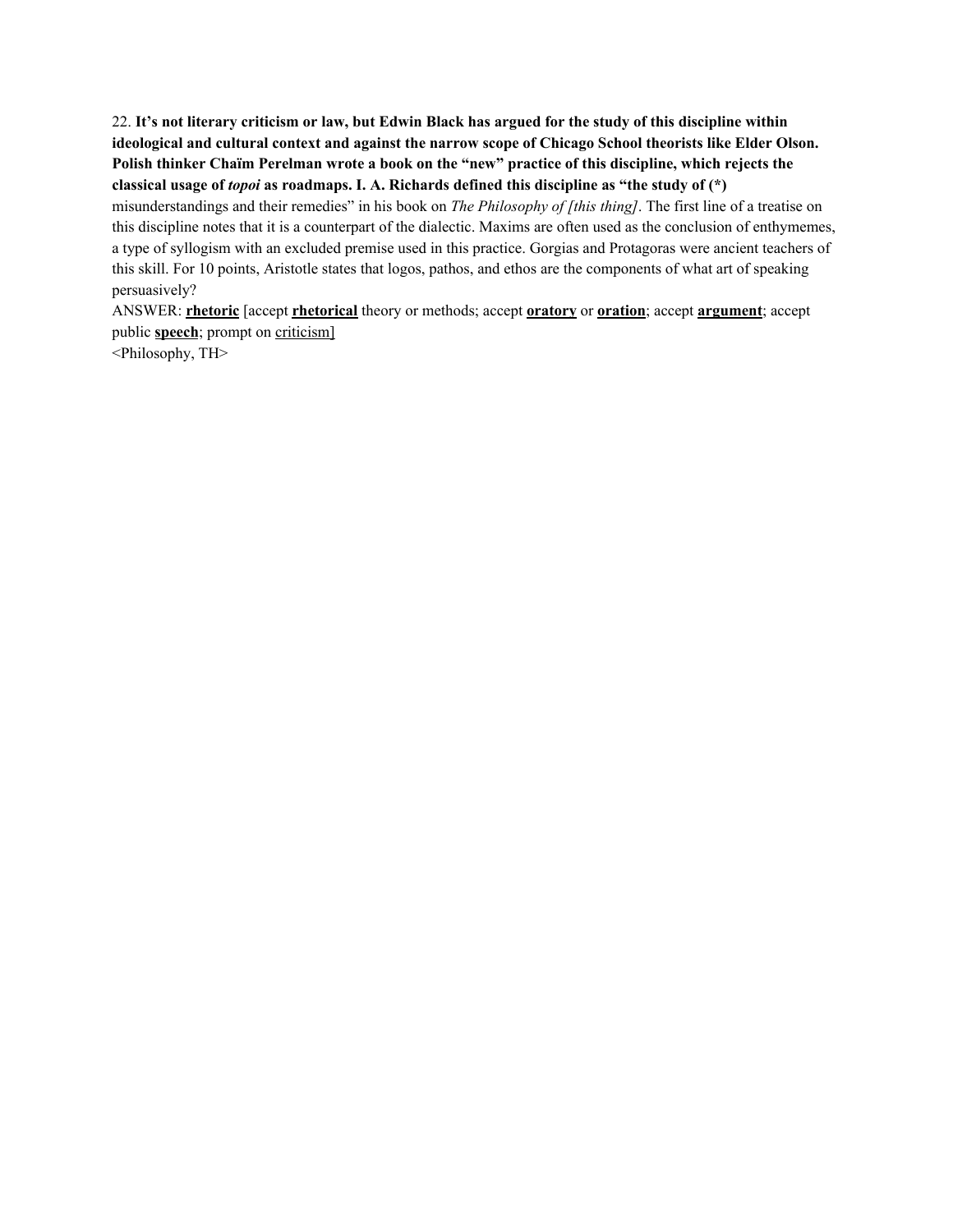22. **It's not literary criticism or law, but Edwin Black has argued for the study of this discipline within ideological and cultural context and against the narrow scope of Chicago School theorists like Elder Olson. Polish thinker Chaïm Perelman wrote a book on the "new" practice of this discipline, which rejects the classical usage of *topoi* as roadmaps. I. A. Richards defined this discipline as "the study of (*)** misunderstandings and their remedies" in his book on *The Philosophy of [this thing]*. The first line of a treatise on this discipline notes that it is a counterpart of the dialectic. Maxims are often used as the conclusion of enthymemes, a type of syllogism with an excluded premise used in this practice. Gorgias and Protagoras were ancient teachers of this skill. For 10 points, Aristotle states that logos, pathos, and ethos are the components of what art of speaking persuasively?

ANSWER: **rhetoric** [accept **rhetorical** theory or methods; accept **oratory** or **oration**; accept **argument**; accept public **speech**; prompt on criticism]

<Philosophy, TH>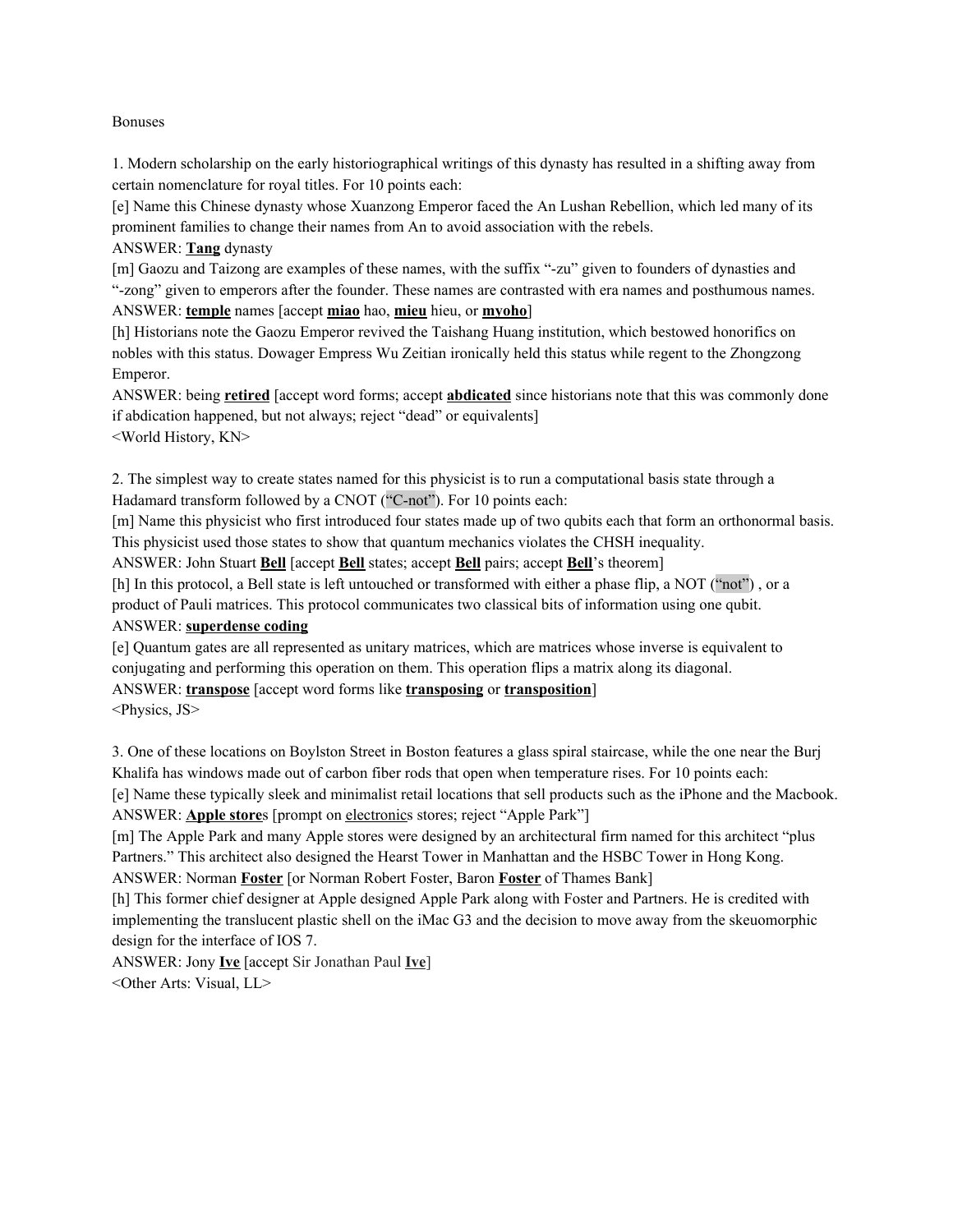Bonuses

1. Modern scholarship on the early historiographical writings of this dynasty has resulted in a shifting away from certain nomenclature for royal titles. For 10 points each:

[e] Name this Chinese dynasty whose Xuanzong Emperor faced the An Lushan Rebellion, which led many of its prominent families to change their names from An to avoid association with the rebels.

ANSWER: **Tang** dynasty

[m] Gaozu and Taizong are examples of these names, with the suffix "-zu" given to founders of dynasties and "-zong" given to emperors after the founder. These names are contrasted with era names and posthumous names.

ANSWER: **temple** names [accept **miao** hao, **mieu** hieu, or **myoho**]

[h] Historians note the Gaozu Emperor revived the Taishang Huang institution, which bestowed honorifics on nobles with this status. Dowager Empress Wu Zeitian ironically held this status while regent to the Zhongzong Emperor.

ANSWER: being **retired** [accept word forms; accept **abdicated** since historians note that this was commonly done if abdication happened, but not always; reject "dead" or equivalents]

<World History, KN>

2. The simplest way to create states named for this physicist is to run a computational basis state through a Hadamard transform followed by a CNOT ("C-not"). For 10 points each:

[m] Name this physicist who first introduced four states made up of two qubits each that form an orthonormal basis. This physicist used those states to show that quantum mechanics violates the CHSH inequality.

ANSWER: John Stuart **Bell** [accept **Bell** states; accept **Bell** pairs; accept **Bell**'s theorem]

[h] In this protocol, a Bell state is left untouched or transformed with either a phase flip, a NOT ("not") , or a product of Pauli matrices. This protocol communicates two classical bits of information using one qubit.

ANSWER: **superdense coding**

[e] Quantum gates are all represented as unitary matrices, which are matrices whose inverse is equivalent to conjugating and performing this operation on them. This operation flips a matrix along its diagonal.

ANSWER: **transpose** [accept word forms like **transposing** or **transposition**]

<Physics, JS>

3. One of these locations on Boylston Street in Boston features a glass spiral staircase, while the one near the Burj Khalifa has windows made out of carbon fiber rods that open when temperature rises. For 10 points each:

[e] Name these typically sleek and minimalist retail locations that sell products such as the iPhone and the Macbook.

ANSWER: **Apple store**s [prompt on electronics stores; reject "Apple Park"]

[m] The Apple Park and many Apple stores were designed by an architectural firm named for this architect "plus Partners." This architect also designed the Hearst Tower in Manhattan and the HSBC Tower in Hong Kong.

ANSWER: Norman **Foster** [or Norman Robert Foster, Baron **Foster** of Thames Bank]

[h] This former chief designer at Apple designed Apple Park along with Foster and Partners. He is credited with implementing the translucent plastic shell on the iMac G3 and the decision to move away from the skeuomorphic design for the interface of IOS 7.

ANSWER: Jony **Ive** [accept Sir Jonathan Paul **Ive**]

<Other Arts: Visual, LL>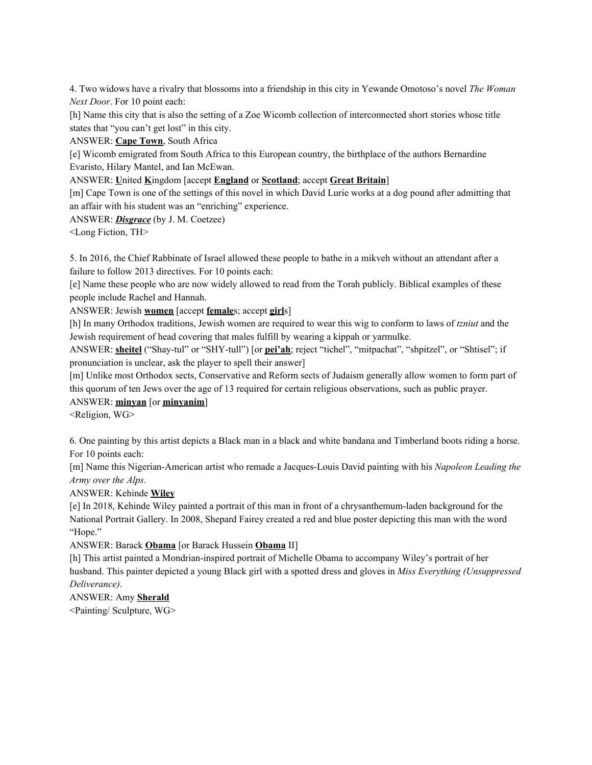4. Two widows have a rivalry that blossoms into a friendship in this city in Yewande Omotoso's novel *The Woman Next Door*. For 10 point each:

[h] Name this city that is also the setting of a Zoe Wicomb collection of interconnected short stories whose title states that "you can't get lost" in this city.

ANSWER: **Cape Town**, South Africa

[e] Wicomb emigrated from South Africa to this European country, the birthplace of the authors Bernardine Evaristo, Hilary Mantel, and Ian McEwan.

ANSWER: **U**nited **K**ingdom [accept **England** or **Scotland**; accept **Great Britain**]

[m] Cape Town is one of the settings of this novel in which David Lurie works at a dog pound after admitting that an affair with his student was an "enriching" experience.

ANSWER: ***Disgrace*** (by J. M. Coetzee)

<Long Fiction, TH>

5. In 2016, the Chief Rabbinate of Israel allowed these people to bathe in a mikveh without an attendant after a failure to follow 2013 directives. For 10 points each:

[e] Name these people who are now widely allowed to read from the Torah publicly. Biblical examples of these people include Rachel and Hannah.

ANSWER: Jewish **women** [accept **female**s; accept **girl**s]

[h] In many Orthodox traditions, Jewish women are required to wear this wig to conform to laws of *tzniut* and the Jewish requirement of head covering that males fulfill by wearing a kippah or yarmulke.

ANSWER: **sheitel** ("Shay-tul" or "SHY-tull") [or **pei'ah**; reject "tichel", "mitpachat", "shpitzel", or "Shtisel"; if pronunciation is unclear, ask the player to spell their answer]

[m] Unlike most Orthodox sects, Conservative and Reform sects of Judaism generally allow women to form part of this quorum of ten Jews over the age of 13 required for certain religious observations, such as public prayer.

ANSWER: **minyan** [or **minyaním**]

<Religion, WG>

6. One painting by this artist depicts a Black man in a black and white bandana and Timberland boots riding a horse. For 10 points each:

[m] Name this Nigerian-American artist who remade a Jacques-Louis David painting with his *Napoleon Leading the Army over the Alps*.

ANSWER: Kehinde **Wiley**

[e] In 2018, Kehinde Wiley painted a portrait of this man in front of a chrysanthemum-laden background for the National Portrait Gallery. In 2008, Shepard Fairey created a red and blue poster depicting this man with the word "Hope."

ANSWER: Barack **Obama** [or Barack Hussein **Obama** II]

[h] This artist painted a Mondrian-inspired portrait of Michelle Obama to accompany Wiley's portrait of her husband. This painter depicted a young Black girl with a spotted dress and gloves in *Miss Everything (Unsuppressed Deliverance)*.

ANSWER: Amy **Sherald**

<Painting/ Sculpture, WG>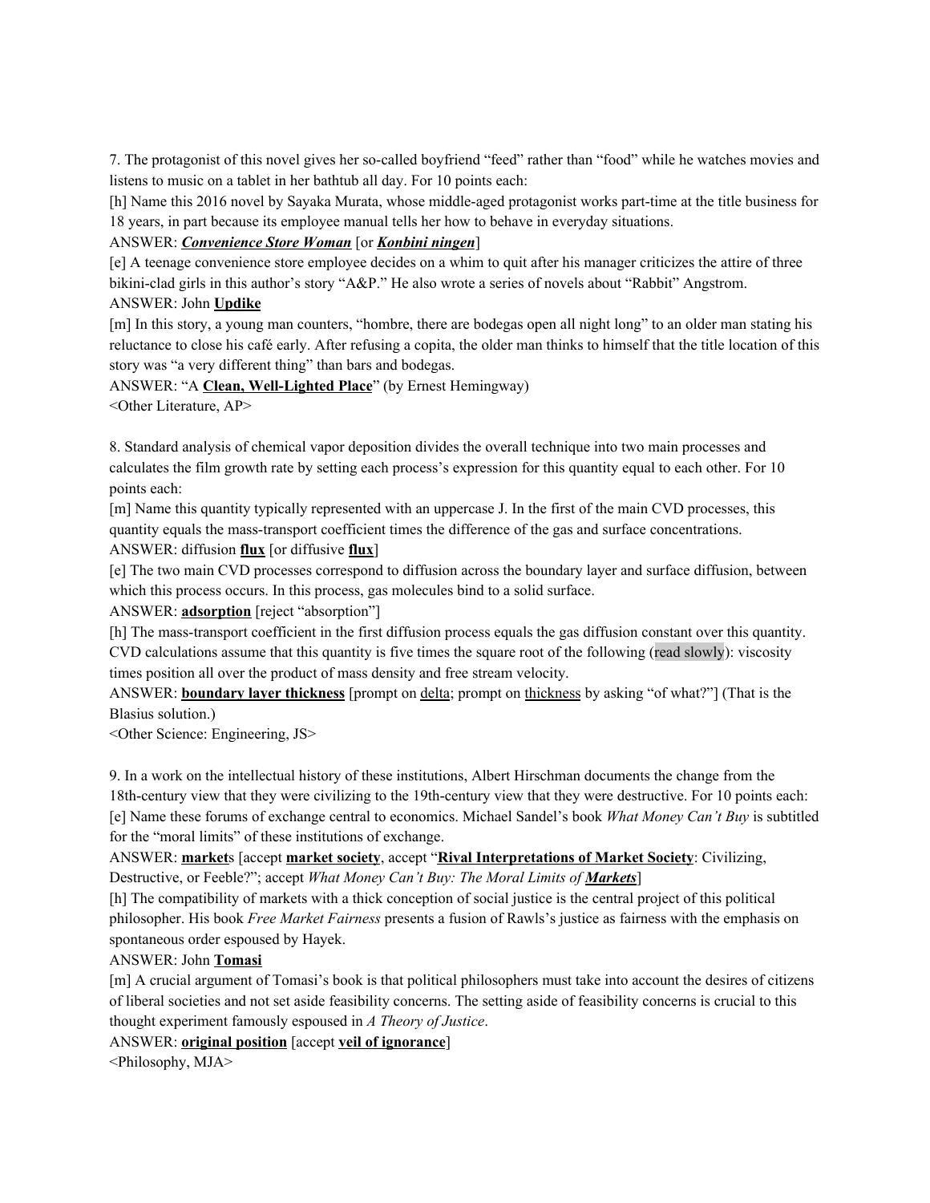7. The protagonist of this novel gives her so-called boyfriend "feed" rather than "food" while he watches movies and listens to music on a tablet in her bathtub all day. For 10 points each:

[h] Name this 2016 novel by Sayaka Murata, whose middle-aged protagonist works part-time at the title business for 18 years, in part because its employee manual tells her how to behave in everyday situations.

ANSWER: ***Convenience Store Woman*** [or ***Konbini ningen***]

[e] A teenage convenience store employee decides on a whim to quit after his manager criticizes the attire of three bikini-clad girls in this author's story "A&P." He also wrote a series of novels about "Rabbit" Angstrom.

ANSWER: John **Updike**

[m] In this story, a young man counters, "hombre, there are bodegas open all night long" to an older man stating his reluctance to close his café early. After refusing a copita, the older man thinks to himself that the title location of this story was "a very different thing" than bars and bodegas.

ANSWER: "A **Clean, Well-Lighted Place**" (by Ernest Hemingway)

<Other Literature, AP>

8. Standard analysis of chemical vapor deposition divides the overall technique into two main processes and calculates the film growth rate by setting each process's expression for this quantity equal to each other. For 10 points each:

[m] Name this quantity typically represented with an uppercase J. In the first of the main CVD processes, this quantity equals the mass-transport coefficient times the difference of the gas and surface concentrations.

ANSWER: diffusion **flux** [or diffusive **flux**]

[e] The two main CVD processes correspond to diffusion across the boundary layer and surface diffusion, between which this process occurs. In this process, gas molecules bind to a solid surface.

ANSWER: **adsorption** [reject "absorption"]

[h] The mass-transport coefficient in the first diffusion process equals the gas diffusion constant over this quantity. CVD calculations assume that this quantity is five times the square root of the following (read slowly): viscosity times position all over the product of mass density and free stream velocity.

ANSWER: **boundary layer thickness** [prompt on delta; prompt on thickness by asking "of what?"] (That is the Blasius solution.)

<Other Science: Engineering, JS>

9. In a work on the intellectual history of these institutions, Albert Hirschman documents the change from the 18th-century view that they were civilizing to the 19th-century view that they were destructive. For 10 points each:

[e] Name these forums of exchange central to economics. Michael Sandel's book *What Money Can't Buy* is subtitled for the "moral limits" of these institutions of exchange.

ANSWER: **market**s [accept **market society**, accept "**Rival Interpretations of Market Society**: Civilizing, Destructive, or Feeble?"; accept *What Money Can't Buy: The Moral Limits of* ***Markets***]

[h] The compatibility of markets with a thick conception of social justice is the central project of this political philosopher. His book *Free Market Fairness* presents a fusion of Rawls's justice as fairness with the emphasis on spontaneous order espoused by Hayek.

ANSWER: John **Tomasi**

[m] A crucial argument of Tomasi's book is that political philosophers must take into account the desires of citizens of liberal societies and not set aside feasibility concerns. The setting aside of feasibility concerns is crucial to this thought experiment famously espoused in *A Theory of Justice*.

ANSWER: **original position** [accept **veil of ignorance**]

<Philosophy, MJA>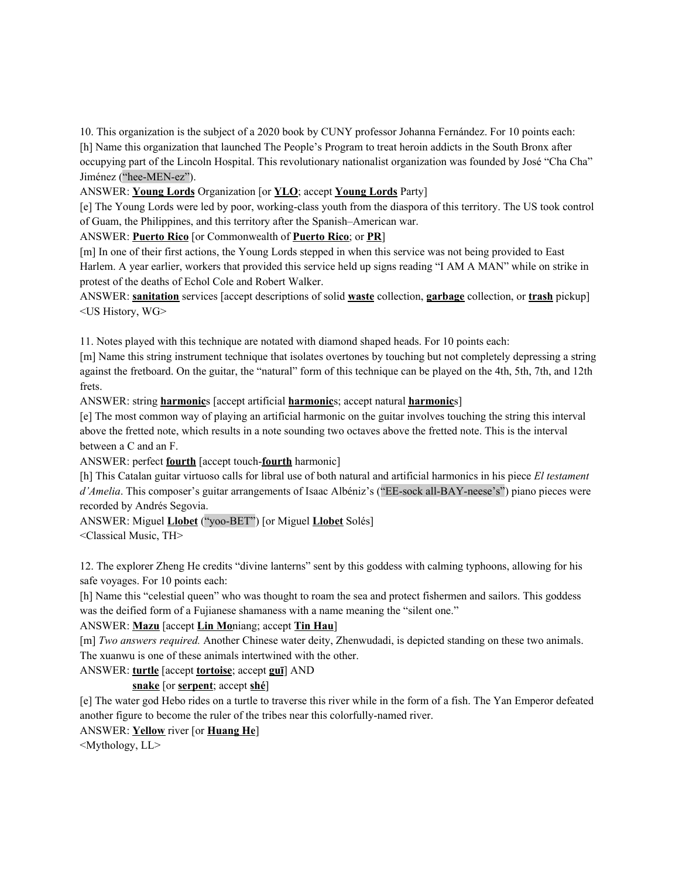10. This organization is the subject of a 2020 book by CUNY professor Johanna Fernández. For 10 points each:

[h] Name this organization that launched The People's Program to treat heroin addicts in the South Bronx after occupying part of the Lincoln Hospital. This revolutionary nationalist organization was founded by José "Cha Cha" Jiménez ("hee-MEN-ez").

ANSWER: **Young Lords** Organization [or **YLO**; accept **Young Lords** Party]

[e] The Young Lords were led by poor, working-class youth from the diaspora of this territory. The US took control of Guam, the Philippines, and this territory after the Spanish–American war.

ANSWER: **Puerto Rico** [or Commonwealth of **Puerto Rico**; or **PR**]

[m] In one of their first actions, the Young Lords stepped in when this service was not being provided to East Harlem. A year earlier, workers that provided this service held up signs reading "I AM A MAN" while on strike in protest of the deaths of Echol Cole and Robert Walker.

ANSWER: **sanitation** services [accept descriptions of solid **waste** collection, **garbage** collection, or **trash** pickup]

<US History, WG>

11. Notes played with this technique are notated with diamond shaped heads. For 10 points each:

[m] Name this string instrument technique that isolates overtones by touching but not completely depressing a string against the fretboard. On the guitar, the "natural" form of this technique can be played on the 4th, 5th, 7th, and 12th frets.

ANSWER: string **harmonic**s [accept artificial **harmonic**s; accept natural **harmonic**s]

[e] The most common way of playing an artificial harmonic on the guitar involves touching the string this interval above the fretted note, which results in a note sounding two octaves above the fretted note. This is the interval between a C and an F.

ANSWER: perfect **fourth** [accept touch-**fourth** harmonic]

[h] This Catalan guitar virtuoso calls for libral use of both natural and artificial harmonics in his piece *El testament d'Amelia*. This composer's guitar arrangements of Isaac Albéniz's ("EE-sock all-BAY-neese's") piano pieces were recorded by Andrés Segovia.

ANSWER: Miguel **Llobet** ("yoo-BET") [or Miguel **Llobet** Solés]

<Classical Music, TH>

12. The explorer Zheng He credits "divine lanterns" sent by this goddess with calming typhoons, allowing for his safe voyages. For 10 points each:

[h] Name this "celestial queen" who was thought to roam the sea and protect fishermen and sailors. This goddess was the deified form of a Fujianese shamaness with a name meaning the "silent one."

ANSWER: **Mazu** [accept **Lin Mo**niang; accept **Tin Hau**]

[m] *Two answers required.* Another Chinese water deity, Zhenwudadi, is depicted standing on these two animals. The xuanwu is one of these animals intertwined with the other.

ANSWER: **turtle** [accept **tortoise**; accept **guī**] AND
**snake** [or **serpent**; accept **shé**]

[e] The water god Hebo rides on a turtle to traverse this river while in the form of a fish. The Yan Emperor defeated another figure to become the ruler of the tribes near this colorfully-named river.

ANSWER: **Yellow** river [or **Huang He**]

<Mythology, LL>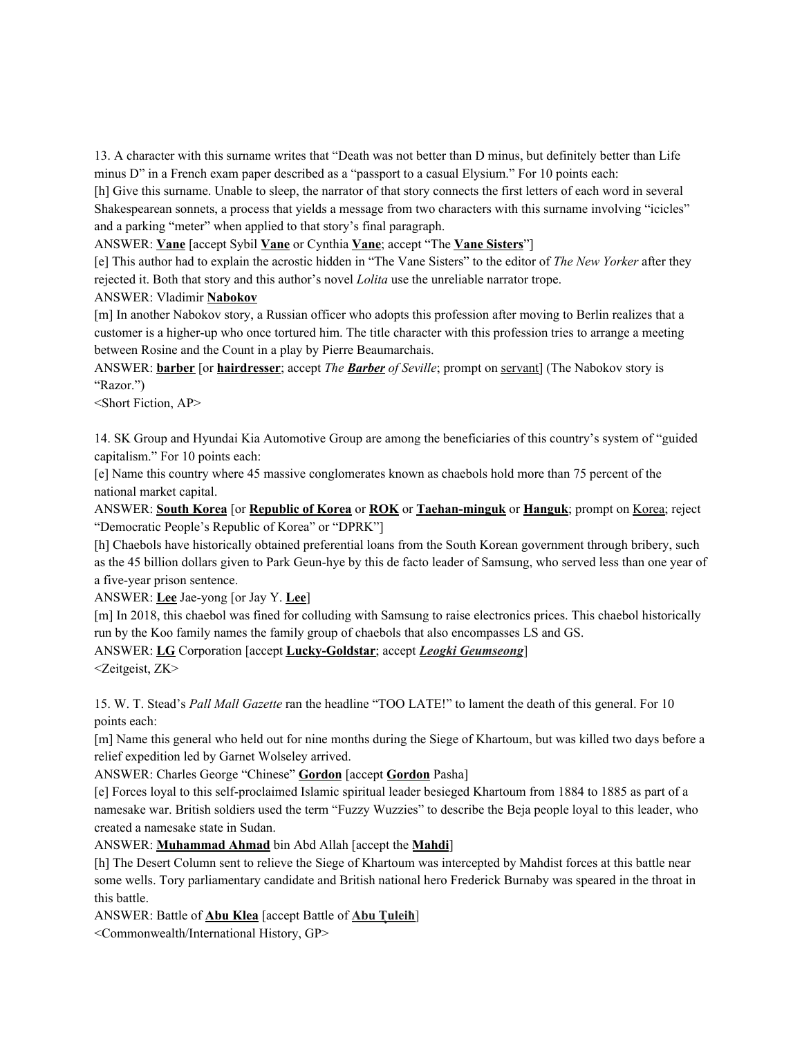13. A character with this surname writes that "Death was not better than D minus, but definitely better than Life minus D" in a French exam paper described as a "passport to a casual Elysium." For 10 points each:

[h] Give this surname. Unable to sleep, the narrator of that story connects the first letters of each word in several Shakespearean sonnets, a process that yields a message from two characters with this surname involving "icicles" and a parking "meter" when applied to that story's final paragraph.

ANSWER: **Vane** [accept Sybil **Vane** or Cynthia **Vane**; accept "The **Vane Sisters**"]

[e] This author had to explain the acrostic hidden in "The Vane Sisters" to the editor of *The New Yorker* after they rejected it. Both that story and this author's novel *Lolita* use the unreliable narrator trope.

ANSWER: Vladimir **Nabokov**

[m] In another Nabokov story, a Russian officer who adopts this profession after moving to Berlin realizes that a customer is a higher-up who once tortured him. The title character with this profession tries to arrange a meeting between Rosine and the Count in a play by Pierre Beaumarchais.

ANSWER: **barber** [or **hairdresser**; accept *The **Barber** of Seville*; prompt on servant] (The Nabokov story is "Razor.")

<Short Fiction, AP>

14. SK Group and Hyundai Kia Automotive Group are among the beneficiaries of this country's system of "guided capitalism." For 10 points each:

[e] Name this country where 45 massive conglomerates known as chaebols hold more than 75 percent of the national market capital.

ANSWER: **South Korea** [or **Republic of Korea** or **ROK** or **Taehan-minguk** or **Hanguk**; prompt on Korea; reject "Democratic People's Republic of Korea" or "DPRK"]

[h] Chaebols have historically obtained preferential loans from the South Korean government through bribery, such as the 45 billion dollars given to Park Geun-hye by this de facto leader of Samsung, who served less than one year of a five-year prison sentence.

ANSWER: **Lee** Jae-yong [or Jay Y. **Lee**]

[m] In 2018, this chaebol was fined for colluding with Samsung to raise electronics prices. This chaebol historically run by the Koo family names the family group of chaebols that also encompasses LS and GS.

ANSWER: **LG** Corporation [accept **Lucky-Goldstar**; accept ***Leogki Geumseong***]

<Zeitgeist, ZK>

15. W. T. Stead's *Pall Mall Gazette* ran the headline "TOO LATE!" to lament the death of this general. For 10 points each:

[m] Name this general who held out for nine months during the Siege of Khartoum, but was killed two days before a relief expedition led by Garnet Wolseley arrived.

ANSWER: Charles George "Chinese" **Gordon** [accept **Gordon** Pasha]

[e] Forces loyal to this self-proclaimed Islamic spiritual leader besieged Khartoum from 1884 to 1885 as part of a namesake war. British soldiers used the term "Fuzzy Wuzzies" to describe the Beja people loyal to this leader, who created a namesake state in Sudan.

ANSWER: **Muhammad Ahmad** bin Abd Allah [accept the **Mahdi**]

[h] The Desert Column sent to relieve the Siege of Khartoum was intercepted by Mahdist forces at this battle near some wells. Tory parliamentary candidate and British national hero Frederick Burnaby was speared in the throat in this battle.

ANSWER: Battle of **Abu Klea** [accept Battle of **Abu Ṭuleiḥ**]

<Commonwealth/International History, GP>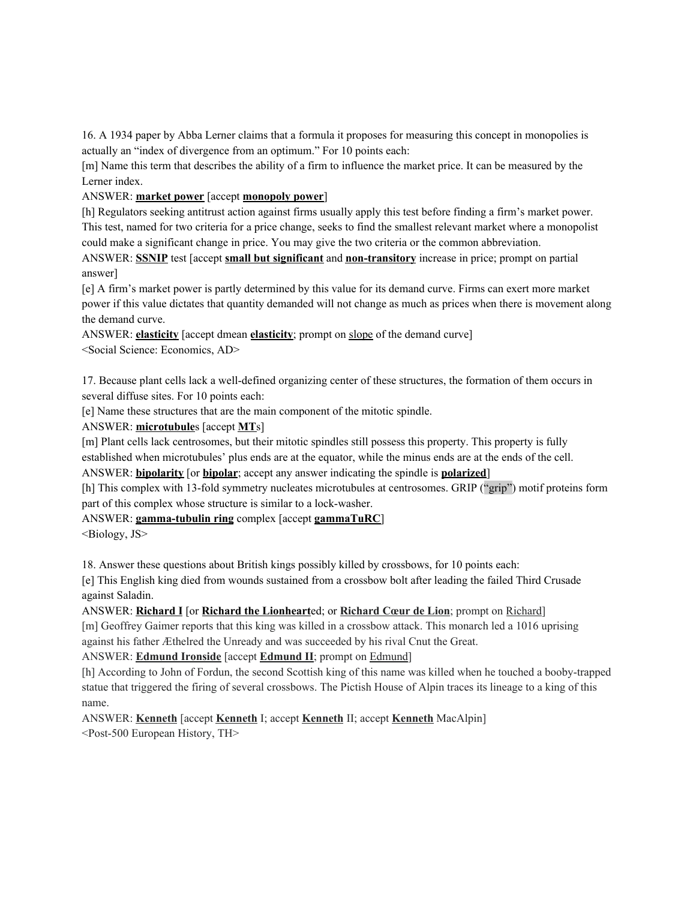16. A 1934 paper by Abba Lerner claims that a formula it proposes for measuring this concept in monopolies is actually an "index of divergence from an optimum." For 10 points each:

[m] Name this term that describes the ability of a firm to influence the market price. It can be measured by the Lerner index.

ANSWER: **market power** [accept **monopoly power**]

[h] Regulators seeking antitrust action against firms usually apply this test before finding a firm's market power. This test, named for two criteria for a price change, seeks to find the smallest relevant market where a monopolist could make a significant change in price. You may give the two criteria or the common abbreviation.

ANSWER: **SSNIP** test [accept **small but significant** and **non-transitory** increase in price; prompt on partial answer]

[e] A firm's market power is partly determined by this value for its demand curve. Firms can exert more market power if this value dictates that quantity demanded will not change as much as prices when there is movement along the demand curve.

ANSWER: **elasticity** [accept dmean **elasticity**; prompt on slope of the demand curve]

<Social Science: Economics, AD>

17. Because plant cells lack a well-defined organizing center of these structures, the formation of them occurs in several diffuse sites. For 10 points each:

[e] Name these structures that are the main component of the mitotic spindle.

ANSWER: **microtubule**s [accept **MT**s]

[m] Plant cells lack centrosomes, but their mitotic spindles still possess this property. This property is fully established when microtubules' plus ends are at the equator, while the minus ends are at the ends of the cell.

ANSWER: **bipolarity** [or **bipolar**; accept any answer indicating the spindle is **polarized**]

[h] This complex with 13-fold symmetry nucleates microtubules at centrosomes. GRIP ("grip") motif proteins form part of this complex whose structure is similar to a lock-washer.

ANSWER: **gamma-tubulin ring** complex [accept **gammaTuRC**]

<Biology, JS>

18. Answer these questions about British kings possibly killed by crossbows, for 10 points each:

[e] This English king died from wounds sustained from a crossbow bolt after leading the failed Third Crusade against Saladin.

ANSWER: **Richard I** [or **Richard the Lionheart**ed; or **Richard Cœur de Lion**; prompt on Richard]

[m] Geoffrey Gaimer reports that this king was killed in a crossbow attack. This monarch led a 1016 uprising against his father Æthelred the Unready and was succeeded by his rival Cnut the Great.

ANSWER: **Edmund Ironside** [accept **Edmund II**; prompt on Edmund]

[h] According to John of Fordun, the second Scottish king of this name was killed when he touched a booby-trapped statue that triggered the firing of several crossbows. The Pictish House of Alpin traces its lineage to a king of this name.

ANSWER: **Kenneth** [accept **Kenneth** I; accept **Kenneth** II; accept **Kenneth** MacAlpin]

<Post-500 European History, TH>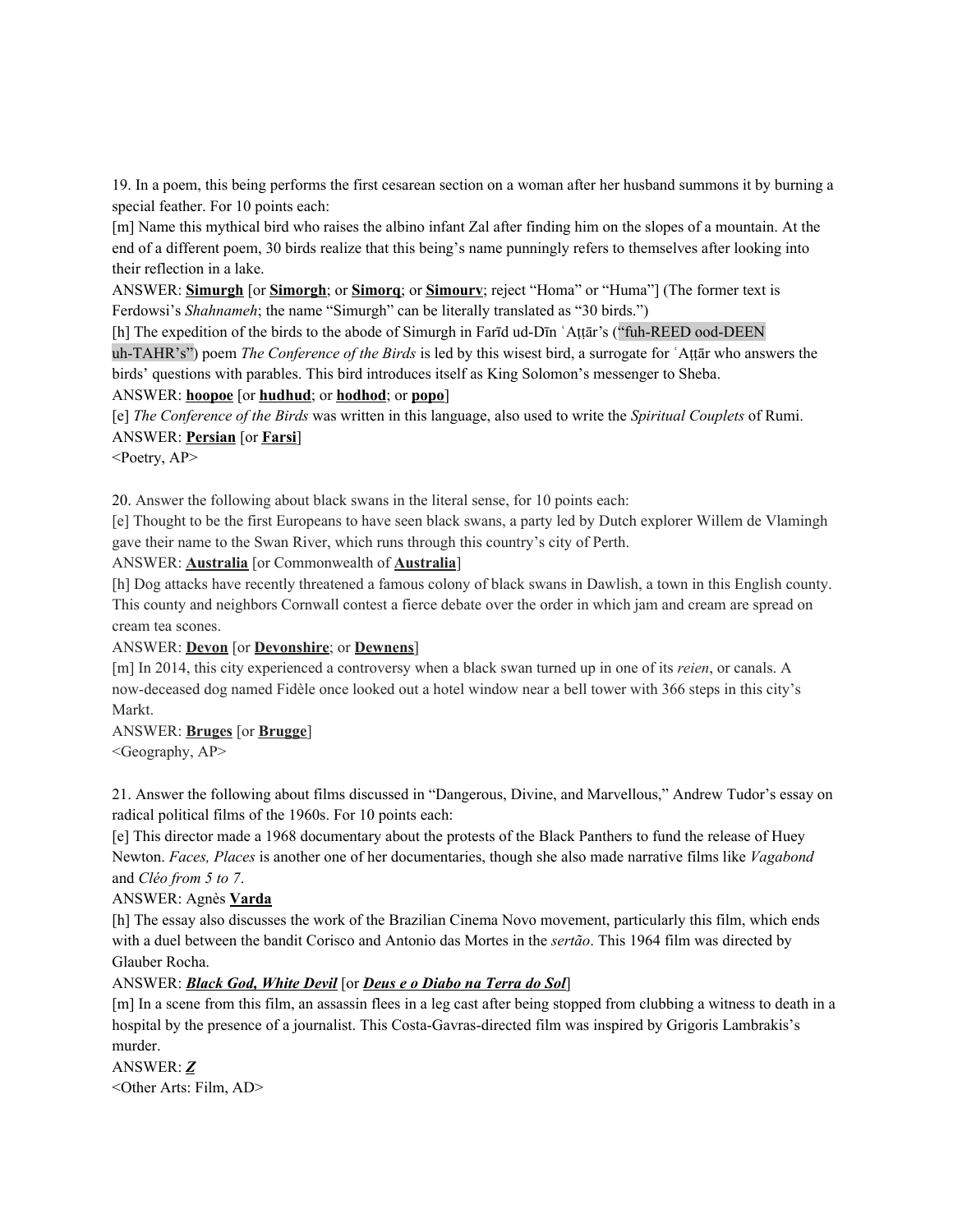19. In a poem, this being performs the first cesarean section on a woman after her husband summons it by burning a special feather. For 10 points each:

[m] Name this mythical bird who raises the albino infant Zal after finding him on the slopes of a mountain. At the end of a different poem, 30 birds realize that this being's name punningly refers to themselves after looking into their reflection in a lake.

ANSWER: **Simurgh** [or **Simorgh**; or **Simorq**; or **Simourv**; reject "Homa" or "Huma"] (The former text is Ferdowsi's *Shahnameh*; the name "Simurgh" can be literally translated as "30 birds.")

[h] The expedition of the birds to the abode of Simurgh in Farīd ud-Dīn ʿAṭṭār's ("fuh-REED ood-DEEN uh-TAHR's") poem *The Conference of the Birds* is led by this wisest bird, a surrogate for ʿAṭṭār who answers the birds' questions with parables. This bird introduces itself as King Solomon's messenger to Sheba.

ANSWER: **hoopoe** [or **hudhud**; or **hodhod**; or **popo**]

[e] *The Conference of the Birds* was written in this language, also used to write the *Spiritual Couplets* of Rumi.

ANSWER: **Persian** [or **Farsi**]

<Poetry, AP>

20. Answer the following about black swans in the literal sense, for 10 points each:

[e] Thought to be the first Europeans to have seen black swans, a party led by Dutch explorer Willem de Vlamingh gave their name to the Swan River, which runs through this country's city of Perth.

ANSWER: **Australia** [or Commonwealth of **Australia**]

[h] Dog attacks have recently threatened a famous colony of black swans in Dawlish, a town in this English county. This county and neighbors Cornwall contest a fierce debate over the order in which jam and cream are spread on cream tea scones.

ANSWER: **Devon** [or **Devonshire**; or **Dewnens**]

[m] In 2014, this city experienced a controversy when a black swan turned up in one of its *reien*, or canals. A now-deceased dog named Fidèle once looked out a hotel window near a bell tower with 366 steps in this city's Markt.

ANSWER: **Bruges** [or **Brugge**]

<Geography, AP>

21. Answer the following about films discussed in "Dangerous, Divine, and Marvellous," Andrew Tudor's essay on radical political films of the 1960s. For 10 points each:

[e] This director made a 1968 documentary about the protests of the Black Panthers to fund the release of Huey Newton. *Faces, Places* is another one of her documentaries, though she also made narrative films like *Vagabond* and *Cléo from 5 to 7*.

ANSWER: Agnès **Varda**

[h] The essay also discusses the work of the Brazilian Cinema Novo movement, particularly this film, which ends with a duel between the bandit Corisco and Antonio das Mortes in the *sertão*. This 1964 film was directed by Glauber Rocha.

ANSWER: ***Black God, White Devil*** [or ***Deus e o Diabo na Terra do Sol***]

[m] In a scene from this film, an assassin flees in a leg cast after being stopped from clubbing a witness to death in a hospital by the presence of a journalist. This Costa-Gavras-directed film was inspired by Grigoris Lambrakis's murder.

ANSWER: ***Z***

<Other Arts: Film, AD>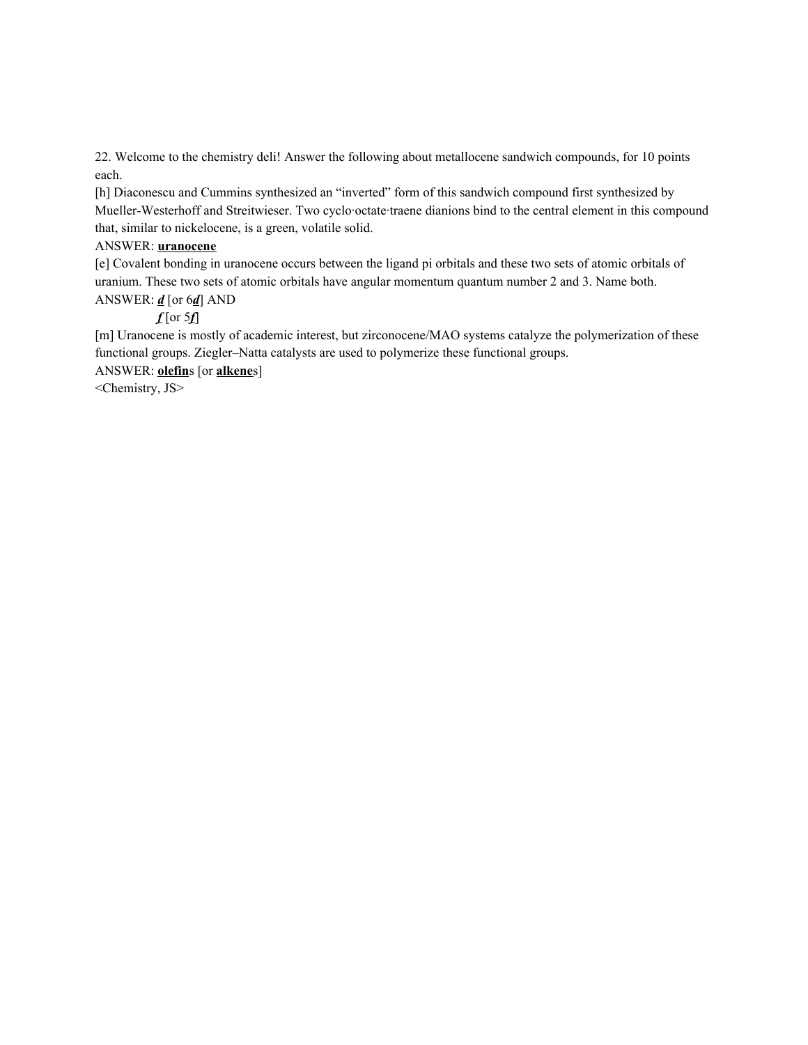22. Welcome to the chemistry deli! Answer the following about metallocene sandwich compounds, for 10 points each.

[h] Diaconescu and Cummins synthesized an "inverted" form of this sandwich compound first synthesized by Mueller-Westerhoff and Streitwieser. Two cyclo·octate·traene dianions bind to the central element in this compound that, similar to nickelocene, is a green, volatile solid.

ANSWER: **uranocene**

[e] Covalent bonding in uranocene occurs between the ligand pi orbitals and these two sets of atomic orbitals of uranium. These two sets of atomic orbitals have angular momentum quantum number 2 and 3. Name both.

ANSWER: ***d*** [or 6***d***] AND

***f*** [or 5***f***]

[m] Uranocene is mostly of academic interest, but zirconocene/MAO systems catalyze the polymerization of these functional groups. Ziegler–Natta catalysts are used to polymerize these functional groups.

ANSWER: **olefin**s [or **alkene**s]

<Chemistry, JS>